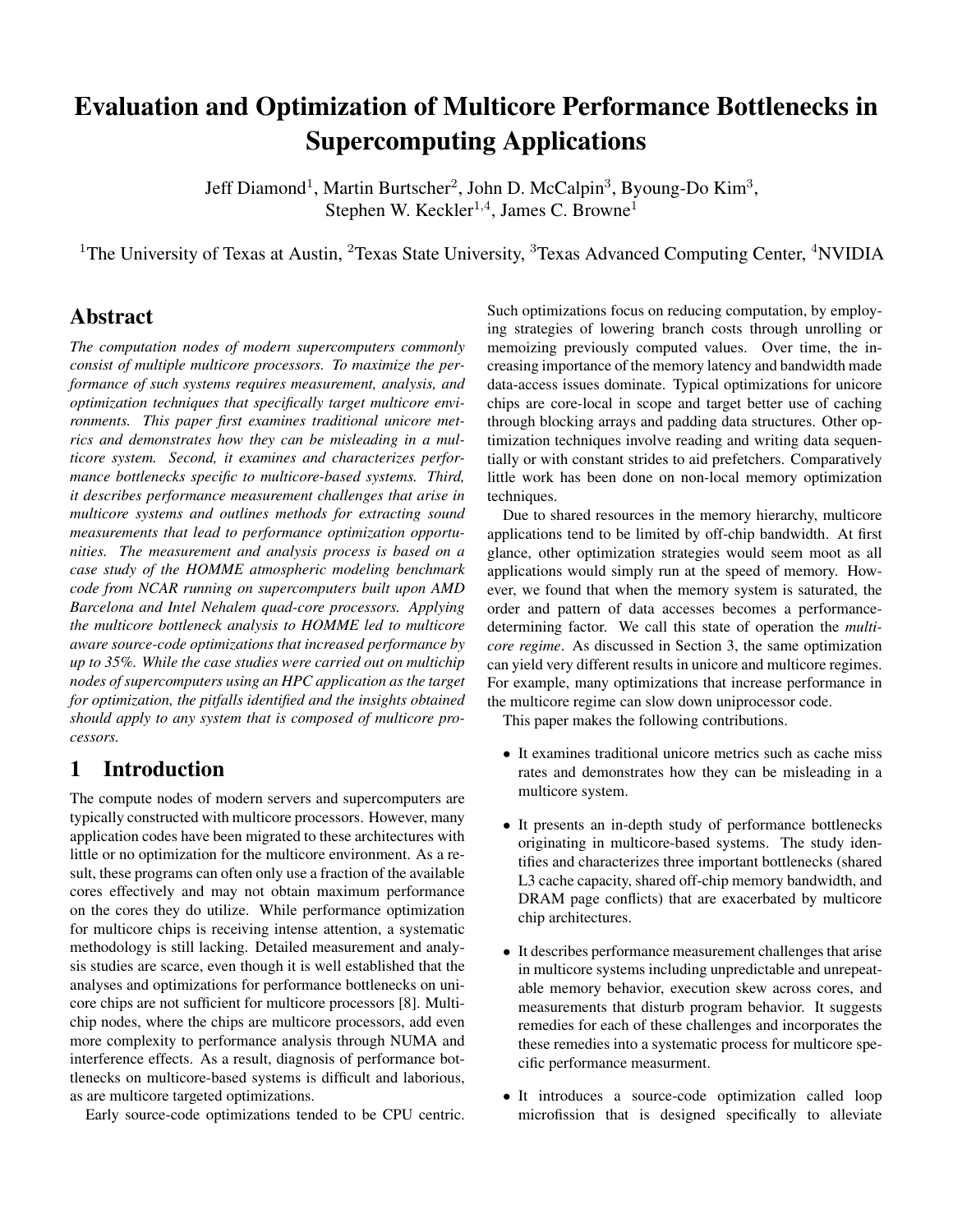# Evaluation and Optimization of Multicore Performance Bottlenecks in Supercomputing Applications

Jeff Diamond[1], Martin Burtscher[2], John D. McCalpin[3], Byoung-Do Kim[3], Stephen W. Keckler[1,4], James C. Browne[1]

[1]The University of Texas at Austin, [2]Texas State University, [3]Texas Advanced Computing Center, [4]NVIDIA

## Abstract

*The computation nodes of modern supercomputers commonly consist of multiple multicore processors. To maximize the performance of such systems requires measurement, analysis, and optimization techniques that specifically target multicore environments. This paper first examines traditional unicore metrics and demonstrates how they can be misleading in a multicore system. Second, it examines and characterizes performance bottlenecks specific to multicore-based systems. Third, it describes performance measurement challenges that arise in multicore systems and outlines methods for extracting sound measurements that lead to performance optimization opportunities. The measurement and analysis process is based on a case study of the HOMME atmospheric modeling benchmark code from NCAR running on supercomputers built upon AMD Barcelona and Intel Nehalem quad-core processors. Applying the multicore bottleneck analysis to HOMME led to multicore aware source-code optimizations that increased performance by up to 35%. While the case studies were carried out on multichip nodes of supercomputers using an HPC application as the target for optimization, the pitfalls identified and the insights obtained should apply to any system that is composed of multicore processors.*

## 1 Introduction

The compute nodes of modern servers and supercomputers are typically constructed with multicore processors. However, many application codes have been migrated to these architectures with little or no optimization for the multicore environment. As a result, these programs can often only use a fraction of the available cores effectively and may not obtain maximum performance on the cores they do utilize. While performance optimization for multicore chips is receiving intense attention, a systematic methodology is still lacking. Detailed measurement and analysis studies are scarce, even though it is well established that the analyses and optimizations for performance bottlenecks on unicore chips are not sufficient for multicore processors [8]. Multichip nodes, where the chips are multicore processors, add even more complexity to performance analysis through NUMA and interference effects. As a result, diagnosis of performance bottlenecks on multicore-based systems is difficult and laborious, as are multicore targeted optimizations.

Early source-code optimizations tended to be CPU centric. Such optimizations focus on reducing computation, by employing strategies of lowering branch costs through unrolling or memoizing previously computed values. Over time, the increasing importance of the memory latency and bandwidth made data-access issues dominate. Typical optimizations for unicore chips are core-local in scope and target better use of caching through blocking arrays and padding data structures. Other optimization techniques involve reading and writing data sequentially or with constant strides to aid prefetchers. Comparatively little work has been done on non-local memory optimization techniques.

Due to shared resources in the memory hierarchy, multicore applications tend to be limited by off-chip bandwidth. At first glance, other optimization strategies would seem moot as all applications would simply run at the speed of memory. However, we found that when the memory system is saturated, the order and pattern of data accesses becomes a performance-determining factor. We call this state of operation the *multicore regime*. As discussed in Section 3, the same optimization can yield very different results in unicore and multicore regimes. For example, many optimizations that increase performance in the multicore regime can slow down uniprocessor code.

This paper makes the following contributions.

- It examines traditional unicore metrics such as cache miss rates and demonstrates how they can be misleading in a multicore system.
- It presents an in-depth study of performance bottlenecks originating in multicore-based systems. The study identifies and characterizes three important bottlenecks (shared L3 cache capacity, shared off-chip memory bandwidth, and DRAM page conflicts) that are exacerbated by multicore chip architectures.
- It describes performance measurement challenges that arise in multicore systems including unpredictable and unrepeatable memory behavior, execution skew across cores, and measurements that disturb program behavior. It suggests remedies for each of these challenges and incorporates the these remedies into a systematic process for multicore specific performance measurment.
- It introduces a source-code optimization called loop microfission that is designed specifically to alleviate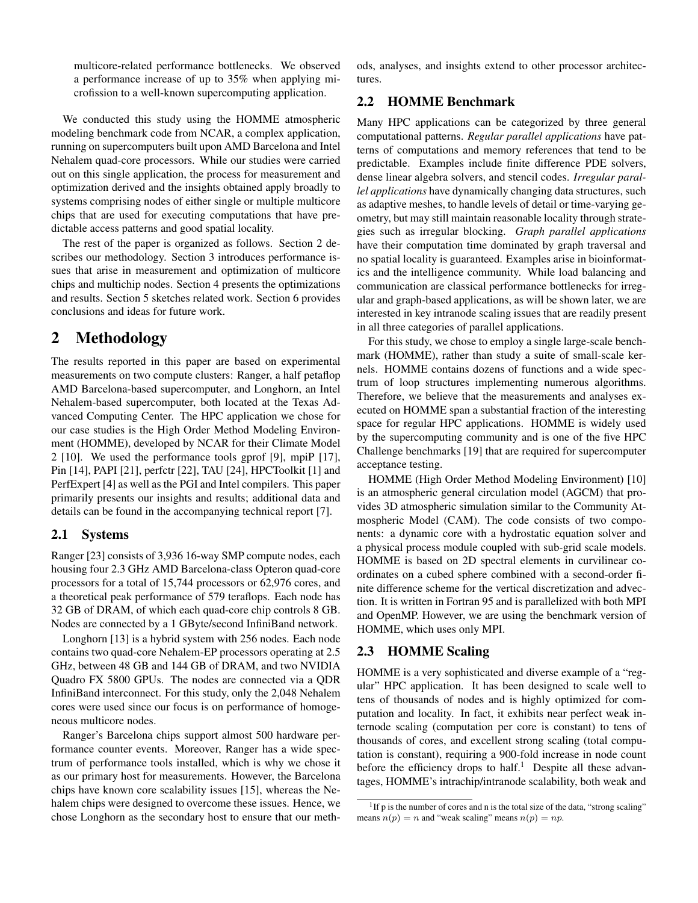multicore-related performance bottlenecks. We observed a performance increase of up to 35% when applying microfission to a well-known supercomputing application.

We conducted this study using the HOMME atmospheric modeling benchmark code from NCAR, a complex application, running on supercomputers built upon AMD Barcelona and Intel Nehalem quad-core processors. While our studies were carried out on this single application, the process for measurement and optimization derived and the insights obtained apply broadly to systems comprising nodes of either single or multiple multicore chips that are used for executing computations that have predictable access patterns and good spatial locality.

The rest of the paper is organized as follows. Section 2 describes our methodology. Section 3 introduces performance issues that arise in measurement and optimization of multicore chips and multichip nodes. Section 4 presents the optimizations and results. Section 5 sketches related work. Section 6 provides conclusions and ideas for future work.

# 2 Methodology

The results reported in this paper are based on experimental measurements on two compute clusters: Ranger, a half petaflop AMD Barcelona-based supercomputer, and Longhorn, an Intel Nehalem-based supercomputer, both located at the Texas Advanced Computing Center. The HPC application we chose for our case studies is the High Order Method Modeling Environment (HOMME), developed by NCAR for their Climate Model 2 [10]. We used the performance tools gprof [9], mpiP [17], Pin [14], PAPI [21], perfctr [22], TAU [24], HPCToolkit [1] and PerfExpert [4] as well as the PGI and Intel compilers. This paper primarily presents our insights and results; additional data and details can be found in the accompanying technical report [7].

## 2.1 Systems

Ranger [23] consists of 3,936 16-way SMP compute nodes, each housing four 2.3 GHz AMD Barcelona-class Opteron quad-core processors for a total of 15,744 processors or 62,976 cores, and a theoretical peak performance of 579 teraflops. Each node has 32 GB of DRAM, of which each quad-core chip controls 8 GB. Nodes are connected by a 1 GByte/second InfiniBand network.

Longhorn [13] is a hybrid system with 256 nodes. Each node contains two quad-core Nehalem-EP processors operating at 2.5 GHz, between 48 GB and 144 GB of DRAM, and two NVIDIA Quadro FX 5800 GPUs. The nodes are connected via a QDR InfiniBand interconnect. For this study, only the 2,048 Nehalem cores were used since our focus is on performance of homogeneous multicore nodes.

Ranger's Barcelona chips support almost 500 hardware performance counter events. Moreover, Ranger has a wide spectrum of performance tools installed, which is why we chose it as our primary host for measurements. However, the Barcelona chips have known core scalability issues [15], whereas the Nehalem chips were designed to overcome these issues. Hence, we chose Longhorn as the secondary host to ensure that our methods, analyses, and insights extend to other processor architectures.

## 2.2 HOMME Benchmark

Many HPC applications can be categorized by three general computational patterns. *Regular parallel applications* have patterns of computations and memory references that tend to be predictable. Examples include finite difference PDE solvers, dense linear algebra solvers, and stencil codes. *Irregular parallel applications* have dynamically changing data structures, such as adaptive meshes, to handle levels of detail or time-varying geometry, but may still maintain reasonable locality through strategies such as irregular blocking. *Graph parallel applications* have their computation time dominated by graph traversal and no spatial locality is guaranteed. Examples arise in bioinformatics and the intelligence community. While load balancing and communication are classical performance bottlenecks for irregular and graph-based applications, as will be shown later, we are interested in key intranode scaling issues that are readily present in all three categories of parallel applications.

For this study, we chose to employ a single large-scale benchmark (HOMME), rather than study a suite of small-scale kernels. HOMME contains dozens of functions and a wide spectrum of loop structures implementing numerous algorithms. Therefore, we believe that the measurements and analyses executed on HOMME span a substantial fraction of the interesting space for regular HPC applications. HOMME is widely used by the supercomputing community and is one of the five HPC Challenge benchmarks [19] that are required for supercomputer acceptance testing.

HOMME (High Order Method Modeling Environment) [10] is an atmospheric general circulation model (AGCM) that provides 3D atmospheric simulation similar to the Community Atmospheric Model (CAM). The code consists of two components: a dynamic core with a hydrostatic equation solver and a physical process module coupled with sub-grid scale models. HOMME is based on 2D spectral elements in curvilinear coordinates on a cubed sphere combined with a second-order finite difference scheme for the vertical discretization and advection. It is written in Fortran 95 and is parallelized with both MPI and OpenMP. However, we are using the benchmark version of HOMME, which uses only MPI.

## 2.3 HOMME Scaling

HOMME is a very sophisticated and diverse example of a "regular" HPC application. It has been designed to scale well to tens of thousands of nodes and is highly optimized for computation and locality. In fact, it exhibits near perfect weak internode scaling (computation per core is constant) to tens of thousands of cores, and excellent strong scaling (total computation is constant), requiring a 900-fold increase in node count before the efficiency drops to half.[1] Despite all these advantages, HOMME's intrachip/intranode scalability, both weak and

[1] If p is the number of cores and n is the total size of the data, "strong scaling" means $n(p) = n$ and "weak scaling" means $n(p) = np$.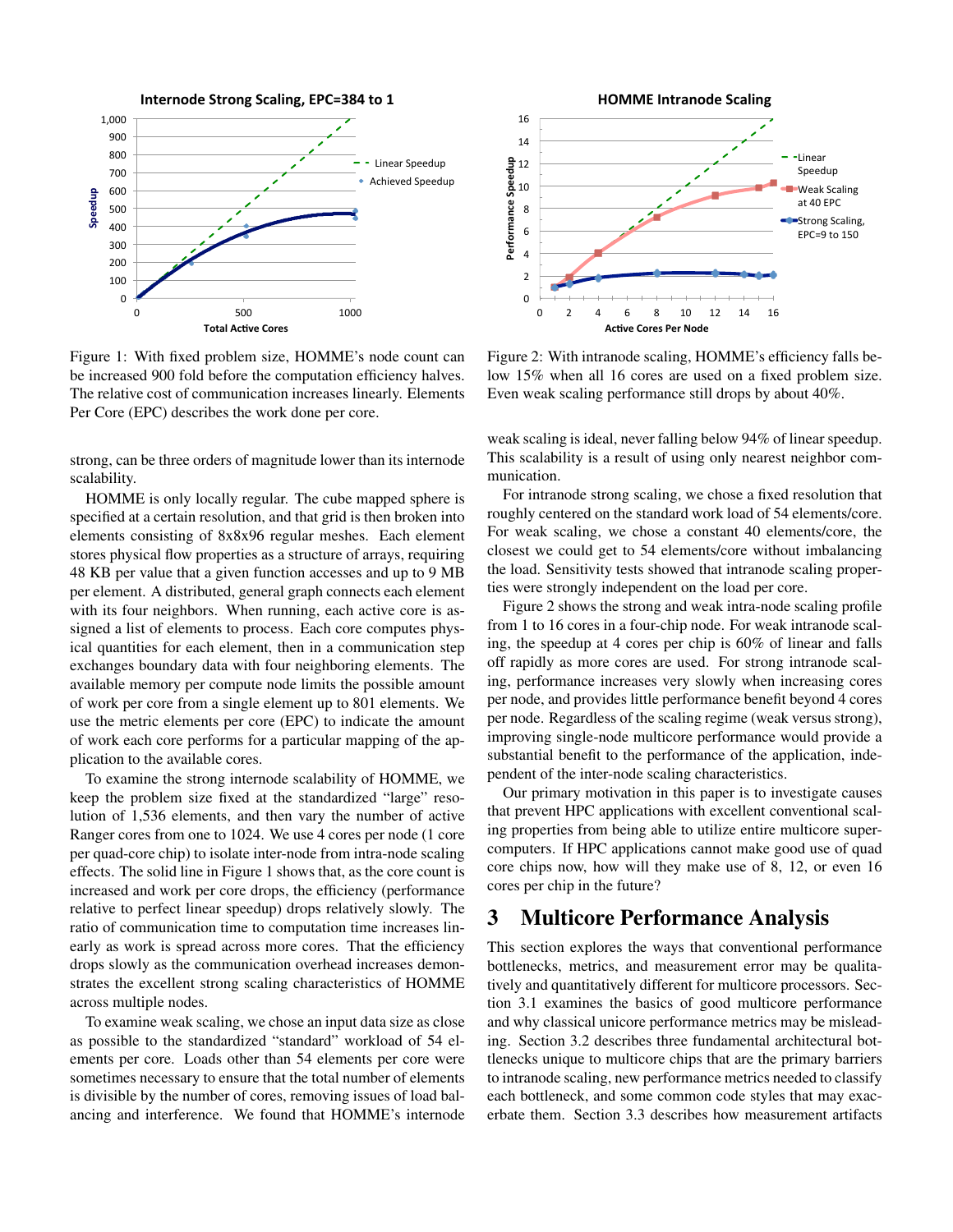Figure 1: With fixed problem size, HOMME's node count can be increased 900 fold before the computation efficiency halves. The relative cost of communication increases linearly. Elements Per Core (EPC) describes the work done per core.

Figure 2: With intranode scaling, HOMME's efficiency falls below 15% when all 16 cores are used on a fixed problem size. Even weak scaling performance still drops by about 40%.

strong, can be three orders of magnitude lower than its internode scalability.

HOMME is only locally regular. The cube mapped sphere is specified at a certain resolution, and that grid is then broken into elements consisting of 8x8x96 regular meshes. Each element stores physical flow properties as a structure of arrays, requiring 48 KB per value that a given function accesses and up to 9 MB per element. A distributed, general graph connects each element with its four neighbors. When running, each active core is assigned a list of elements to process. Each core computes physical quantities for each element, then in a communication step exchanges boundary data with four neighboring elements. The available memory per compute node limits the possible amount of work per core from a single element up to 801 elements. We use the metric elements per core (EPC) to indicate the amount of work each core performs for a particular mapping of the application to the available cores.

To examine the strong internode scalability of HOMME, we keep the problem size fixed at the standardized "large" resolution of 1,536 elements, and then vary the number of active Ranger cores from one to 1024. We use 4 cores per node (1 core per quad-core chip) to isolate inter-node from intra-node scaling effects. The solid line in Figure 1 shows that, as the core count is increased and work per core drops, the efficiency (performance relative to perfect linear speedup) drops relatively slowly. The ratio of communication time to computation time increases linearly as work is spread across more cores. That the efficiency drops slowly as the communication overhead increases demonstrates the excellent strong scaling characteristics of HOMME across multiple nodes.

To examine weak scaling, we chose an input data size as close as possible to the standardized "standard" workload of 54 elements per core. Loads other than 54 elements per core were sometimes necessary to ensure that the total number of elements is divisible by the number of cores, removing issues of load balancing and interference. We found that HOMME's internode weak scaling is ideal, never falling below 94% of linear speedup. This scalability is a result of using only nearest neighbor communication.

For intranode strong scaling, we chose a fixed resolution that roughly centered on the standard work load of 54 elements/core. For weak scaling, we chose a constant 40 elements/core, the closest we could get to 54 elements/core without imbalancing the load. Sensitivity tests showed that intranode scaling properties were strongly independent on the load per core.

Figure 2 shows the strong and weak intra-node scaling profile from 1 to 16 cores in a four-chip node. For weak intranode scaling, the speedup at 4 cores per chip is 60% of linear and falls off rapidly as more cores are used. For strong intranode scaling, performance increases very slowly when increasing cores per node, and provides little performance benefit beyond 4 cores per node. Regardless of the scaling regime (weak versus strong), improving single-node multicore performance would provide a substantial benefit to the performance of the application, independent of the inter-node scaling characteristics.

Our primary motivation in this paper is to investigate causes that prevent HPC applications with excellent conventional scaling properties from being able to utilize entire multicore supercomputers. If HPC applications cannot make good use of quad core chips now, how will they make use of 8, 12, or even 16 cores per chip in the future?

# 3 Multicore Performance Analysis

This section explores the ways that conventional performance bottlenecks, metrics, and measurement error may be qualitatively and quantitatively different for multicore processors. Section 3.1 examines the basics of good multicore performance and why classical unicore performance metrics may be misleading. Section 3.2 describes three fundamental architectural bottlenecks unique to multicore chips that are the primary barriers to intranode scaling, new performance metrics needed to classify each bottleneck, and some common code styles that may exacerbate them. Section 3.3 describes how measurement artifacts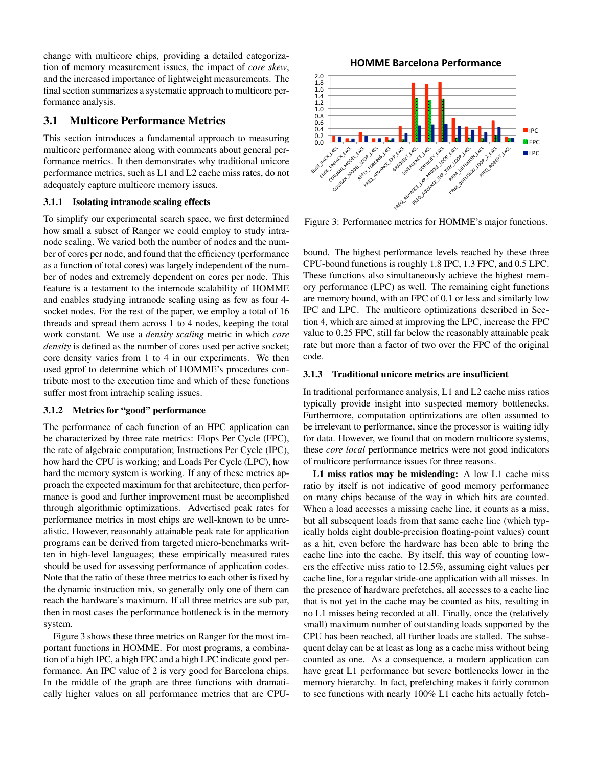change with multicore chips, providing a detailed categorization of memory measurement issues, the impact of *core skew*, and the increased importance of lightweight measurements. The final section summarizes a systematic approach to multicore performance analysis.

## 3.1 Multicore Performance Metrics

This section introduces a fundamental approach to measuring multicore performance along with comments about general performance metrics. It then demonstrates why traditional unicore performance metrics, such as L1 and L2 cache miss rates, do not adequately capture multicore memory issues.

### 3.1.1 Isolating intranode scaling effects

To simplify our experimental search space, we first determined how small a subset of Ranger we could employ to study intranode scaling. We varied both the number of nodes and the number of cores per node, and found that the efficiency (performance as a function of total cores) was largely independent of the number of nodes and extremely dependent on cores per node. This feature is a testament to the internode scalability of HOMME and enables studying intranode scaling using as few as four 4-socket nodes. For the rest of the paper, we employ a total of 16 threads and spread them across 1 to 4 nodes, keeping the total work constant. We use a *density scaling* metric in which *core density* is defined as the number of cores used per active socket; core density varies from 1 to 4 in our experiments. We then used gprof to determine which of HOMME's procedures contribute most to the execution time and which of these functions suffer most from intrachip scaling issues.

### 3.1.2 Metrics for "good" performance

The performance of each function of an HPC application can be characterized by three rate metrics: Flops Per Cycle (FPC), the rate of algebraic computation; Instructions Per Cycle (IPC), how hard the CPU is working; and Loads Per Cycle (LPC), how hard the memory system is working. If any of these metrics approach the expected maximum for that architecture, then performance is good and further improvement must be accomplished through algorithmic optimizations. Advertised peak rates for performance metrics in most chips are well-known to be unrealistic. However, reasonably attainable peak rate for application programs can be derived from targeted micro-benchmarks written in high-level languages; these empirically measured rates should be used for assessing performance of application codes. Note that the ratio of these three metrics to each other is fixed by the dynamic instruction mix, so generally only one of them can reach the hardware's maximum. If all three metrics are sub par, then in most cases the performance bottleneck is in the memory system.

Figure 3 shows these three metrics on Ranger for the most important functions in HOMME. For most programs, a combination of a high IPC, a high FPC and a high LPC indicate good performance. An IPC value of 2 is very good for Barcelona chips. In the middle of the graph are three functions with dramatically higher values on all performance metrics that are CPU-bound. The highest performance levels reached by these three CPU-bound functions is roughly 1.8 IPC, 1.3 FPC, and 0.5 LPC. These functions also simultaneously achieve the highest memory performance (LPC) as well. The remaining eight functions are memory bound, with an FPC of 0.1 or less and similarly low IPC and LPC. The multicore optimizations described in Section 4, which are aimed at improving the LPC, increase the FPC value to 0.25 FPC, still far below the reasonably attainable peak rate but more than a factor of two over the FPC of the original code.

Figure 3: Performance metrics for HOMME's major functions.

### 3.1.3 Traditional unicore metrics are insufficient

In traditional performance analysis, L1 and L2 cache miss ratios typically provide insight into suspected memory bottlenecks. Furthermore, computation optimizations are often assumed to be irrelevant to performance, since the processor is waiting idly for data. However, we found that on modern multicore systems, these *core local* performance metrics were not good indicators of multicore performance issues for three reasons.

**L1 miss ratios may be misleading:** A low L1 cache miss ratio by itself is not indicative of good memory performance on many chips because of the way in which hits are counted. When a load accesses a missing cache line, it counts as a miss, but all subsequent loads from that same cache line (which typically holds eight double-precision floating-point values) count as a hit, even before the hardware has been able to bring the cache line into the cache. By itself, this way of counting lowers the effective miss ratio to 12.5%, assuming eight values per cache line, for a regular stride-one application with all misses. In the presence of hardware prefetches, all accesses to a cache line that is not yet in the cache may be counted as hits, resulting in no L1 misses being recorded at all. Finally, once the (relatively small) maximum number of outstanding loads supported by the CPU has been reached, all further loads are stalled. The subsequent delay can be at least as long as a cache miss without being counted as one. As a consequence, a modern application can have great L1 performance but severe bottlenecks lower in the memory hierarchy. In fact, prefetching makes it fairly common to see functions with nearly 100% L1 cache hits actually fetch-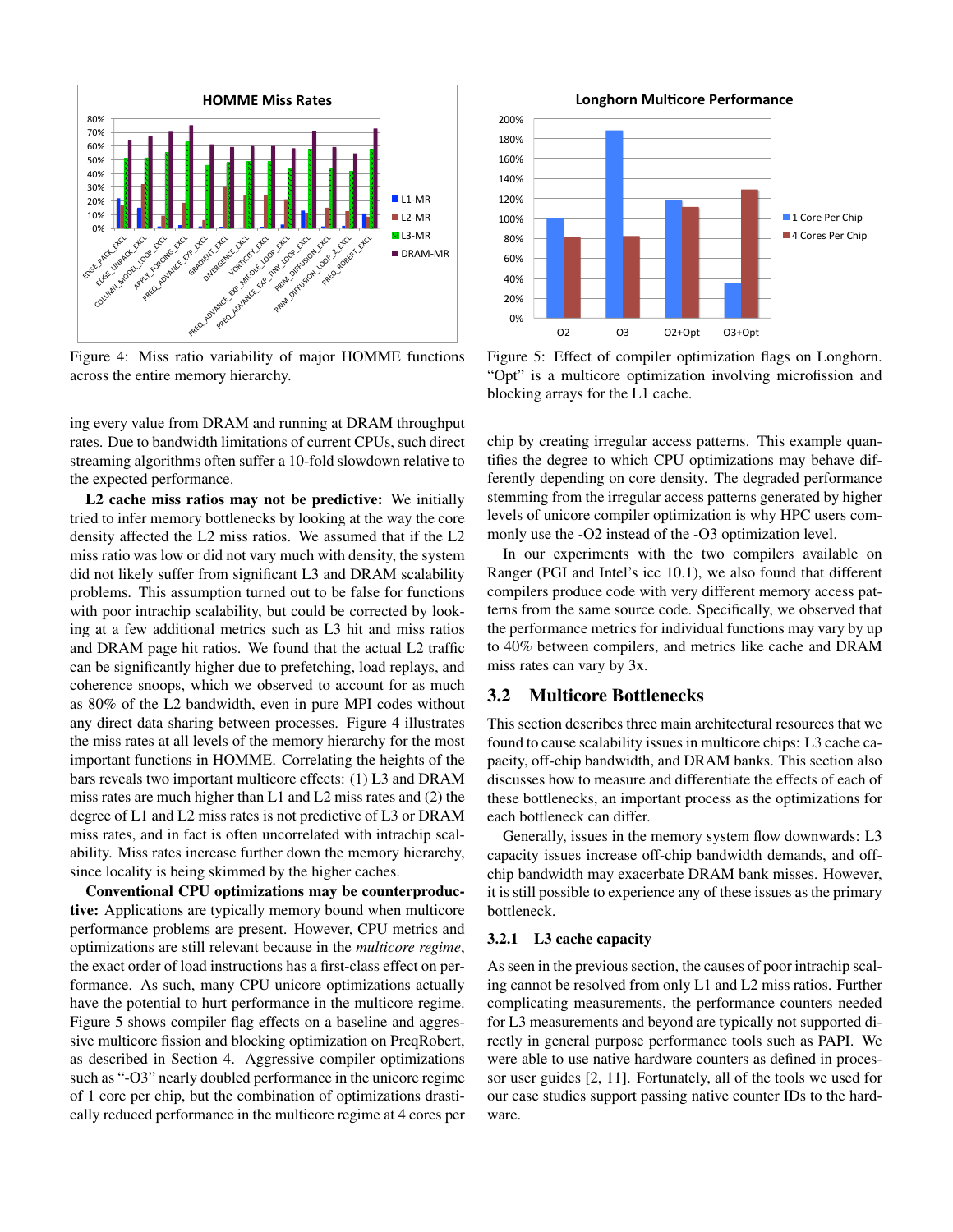Figure 4: Miss ratio variability of major HOMME functions across the entire memory hierarchy.

Figure 5: Effect of compiler optimization flags on Longhorn. "Opt" is a multicore optimization involving microfission and blocking arrays for the L1 cache.

ing every value from DRAM and running at DRAM throughput rates. Due to bandwidth limitations of current CPUs, such direct streaming algorithms often suffer a 10-fold slowdown relative to the expected performance.

**L2 cache miss ratios may not be predictive:** We initially tried to infer memory bottlenecks by looking at the way the core density affected the L2 miss ratios. We assumed that if the L2 miss ratio was low or did not vary much with density, the system did not likely suffer from significant L3 and DRAM scalability problems. This assumption turned out to be false for functions with poor intrachip scalability, but could be corrected by looking at a few additional metrics such as L3 hit and miss ratios and DRAM page hit ratios. We found that the actual L2 traffic can be significantly higher due to prefetching, load replays, and coherence snoops, which we observed to account for as much as 80% of the L2 bandwidth, even in pure MPI codes without any direct data sharing between processes. Figure 4 illustrates the miss rates at all levels of the memory hierarchy for the most important functions in HOMME. Correlating the heights of the bars reveals two important multicore effects: (1) L3 and DRAM miss rates are much higher than L1 and L2 miss rates and (2) the degree of L1 and L2 miss rates is not predictive of L3 or DRAM miss rates, and in fact is often uncorrelated with intrachip scalability. Miss rates increase further down the memory hierarchy, since locality is being skimmed by the higher caches.

**Conventional CPU optimizations may be counterproductive:** Applications are typically memory bound when multicore performance problems are present. However, CPU metrics and optimizations are still relevant because in the *multicore regime*, the exact order of load instructions has a first-class effect on performance. As such, many CPU unicore optimizations actually have the potential to hurt performance in the multicore regime. Figure 5 shows compiler flag effects on a baseline and aggressive multicore fission and blocking optimization on PreqRobert, as described in Section 4. Aggressive compiler optimizations such as "-O3" nearly doubled performance in the unicore regime of 1 core per chip, but the combination of optimizations drastically reduced performance in the multicore regime at 4 cores per chip by creating irregular access patterns. This example quantifies the degree to which CPU optimizations may behave differently depending on core density. The degraded performance stemming from the irregular access patterns generated by higher levels of unicore compiler optimization is why HPC users commonly use the -O2 instead of the -O3 optimization level.

In our experiments with the two compilers available on Ranger (PGI and Intel's icc 10.1), we also found that different compilers produce code with very different memory access patterns from the same source code. Specifically, we observed that the performance metrics for individual functions may vary by up to 40% between compilers, and metrics like cache and DRAM miss rates can vary by 3x.

## 3.2 Multicore Bottlenecks

This section describes three main architectural resources that we found to cause scalability issues in multicore chips: L3 cache capacity, off-chip bandwidth, and DRAM banks. This section also discusses how to measure and differentiate the effects of each of these bottlenecks, an important process as the optimizations for each bottleneck can differ.

Generally, issues in the memory system flow downwards: L3 capacity issues increase off-chip bandwidth demands, and off-chip bandwidth may exacerbate DRAM bank misses. However, it is still possible to experience any of these issues as the primary bottleneck.

### 3.2.1 L3 cache capacity

As seen in the previous section, the causes of poor intrachip scaling cannot be resolved from only L1 and L2 miss ratios. Further complicating measurements, the performance counters needed for L3 measurements and beyond are typically not supported directly in general purpose performance tools such as PAPI. We were able to use native hardware counters as defined in processor user guides [2, 11]. Fortunately, all of the tools we used for our case studies support passing native counter IDs to the hardware.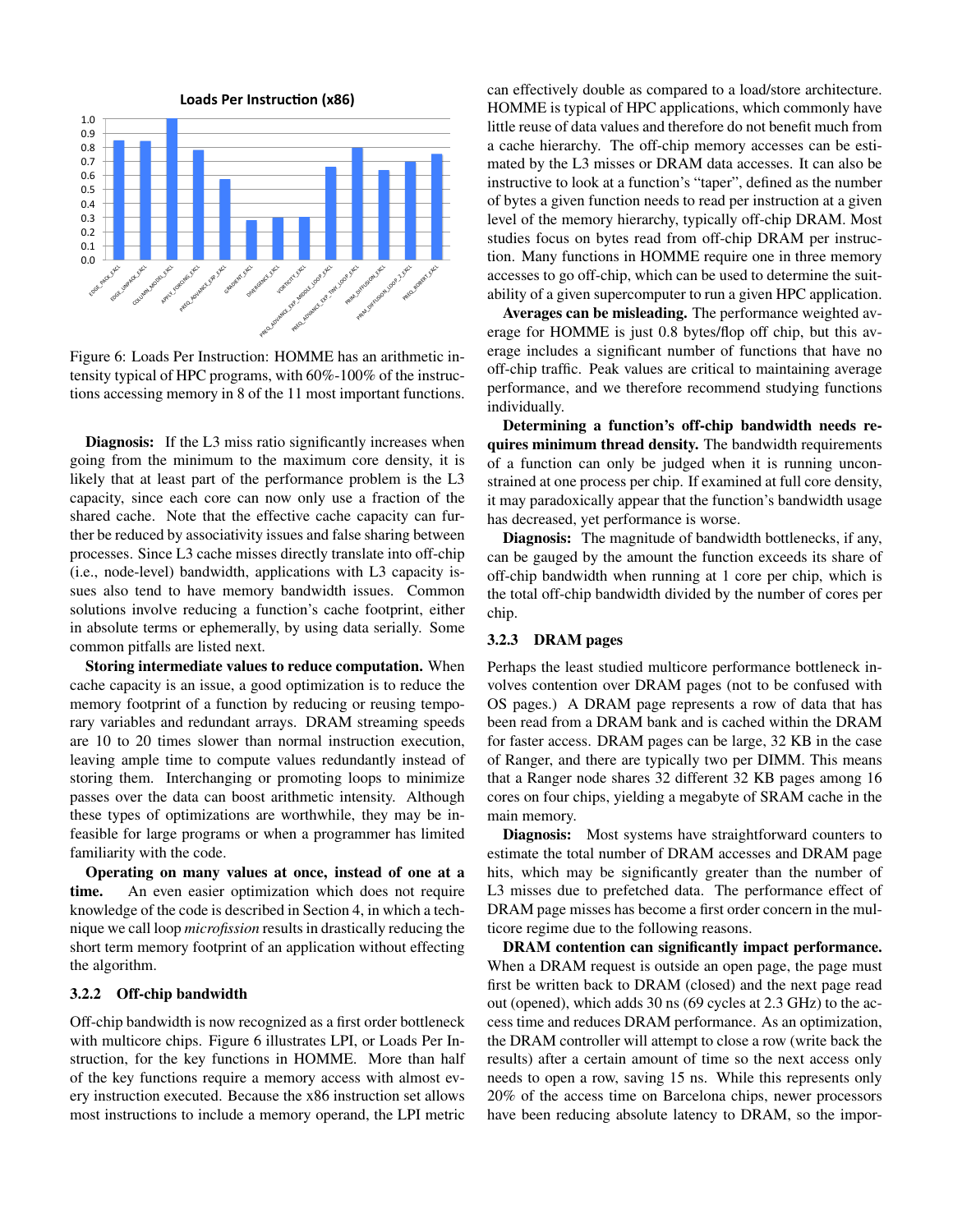**Loads Per Instruction (x86)**

| Function | LPI |
|---|---|
| EDGE_PACK_EXCL | 0.85 |
| EDGE_UNPACK_EXCL | 0.85 |
| COLUMN_MODEL_EXCL | 1.0 |
| APPLY_FORCING_EXCL | 0.78 |
| PREQ_ADVANCE_EXP_EXCL | 0.57 |
| GRADIENT_EXCL | 0.28 |
| DIVERGENCE_EXCL | 0.30 |
| VORTICITY_EXCL | 0.30 |
| PREQ_ADVANCE_EXP_MIDDLE_LOOP_EXCL | 0.66 |
| PREQ_ADVANCE_EXP_TINY_LOOP_EXCL | 0.80 |
| PRIM_DIFFUSION_EXCL | 0.64 |
| PRIM_DIFFUSION_LOOP_2_EXCL | 0.70 |
| PREQ_ROBERT_EXCL | 0.75 |

Figure 6: Loads Per Instruction: HOMME has an arithmetic intensity typical of HPC programs, with 60%-100% of the instructions accessing memory in 8 of the 11 most important functions.

**Diagnosis:** If the L3 miss ratio significantly increases when going from the minimum to the maximum core density, it is likely that at least part of the performance problem is the L3 capacity, since each core can now only use a fraction of the shared cache. Note that the effective cache capacity can further be reduced by associativity issues and false sharing between processes. Since L3 cache misses directly translate into off-chip (i.e., node-level) bandwidth, applications with L3 capacity issues also tend to have memory bandwidth issues. Common solutions involve reducing a function's cache footprint, either in absolute terms or ephemerally, by using data serially. Some common pitfalls are listed next.

**Storing intermediate values to reduce computation.** When cache capacity is an issue, a good optimization is to reduce the memory footprint of a function by reducing or reusing temporary variables and redundant arrays. DRAM streaming speeds are 10 to 20 times slower than normal instruction execution, leaving ample time to compute values redundantly instead of storing them. Interchanging or promoting loops to minimize passes over the data can boost arithmetic intensity. Although these types of optimizations are worthwhile, they may be infeasible for large programs or when a programmer has limited familiarity with the code.

**Operating on many values at once, instead of one at a time.** An even easier optimization which does not require knowledge of the code is described in Section 4, in which a technique we call loop *microfission* results in drastically reducing the short term memory footprint of an application without effecting the algorithm.

### 3.2.2 Off-chip bandwidth

Off-chip bandwidth is now recognized as a first order bottleneck with multicore chips. Figure 6 illustrates LPI, or Loads Per Instruction, for the key functions in HOMME. More than half of the key functions require a memory access with almost every instruction executed. Because the x86 instruction set allows most instructions to include a memory operand, the LPI metric can effectively double as compared to a load/store architecture. HOMME is typical of HPC applications, which commonly have little reuse of data values and therefore do not benefit much from a cache hierarchy. The off-chip memory accesses can be estimated by the L3 misses or DRAM data accesses. It can also be instructive to look at a function's "taper", defined as the number of bytes a given function needs to read per instruction at a given level of the memory hierarchy, typically off-chip DRAM. Most studies focus on bytes read from off-chip DRAM per instruction. Many functions in HOMME require one in three memory accesses to go off-chip, which can be used to determine the suitability of a given supercomputer to run a given HPC application.

**Averages can be misleading.** The performance weighted average for HOMME is just 0.8 bytes/flop off chip, but this average includes a significant number of functions that have no off-chip traffic. Peak values are critical to maintaining average performance, and we therefore recommend studying functions individually.

**Determining a function's off-chip bandwidth needs requires minimum thread density.** The bandwidth requirements of a function can only be judged when it is running unconstrained at one process per chip. If examined at full core density, it may paradoxically appear that the function's bandwidth usage has decreased, yet performance is worse.

**Diagnosis:** The magnitude of bandwidth bottlenecks, if any, can be gauged by the amount the function exceeds its share of off-chip bandwidth when running at 1 core per chip, which is the total off-chip bandwidth divided by the number of cores per chip.

### 3.2.3 DRAM pages

Perhaps the least studied multicore performance bottleneck involves contention over DRAM pages (not to be confused with OS pages.) A DRAM page represents a row of data that has been read from a DRAM bank and is cached within the DRAM for faster access. DRAM pages can be large, 32 KB in the case of Ranger, and there are typically two per DIMM. This means that a Ranger node shares 32 different 32 KB pages among 16 cores on four chips, yielding a megabyte of SRAM cache in the main memory.

**Diagnosis:** Most systems have straightforward counters to estimate the total number of DRAM accesses and DRAM page hits, which may be significantly greater than the number of L3 misses due to prefetched data. The performance effect of DRAM page misses has become a first order concern in the multicore regime due to the following reasons.

**DRAM contention can significantly impact performance.** When a DRAM request is outside an open page, the page must first be written back to DRAM (closed) and the next page read out (opened), which adds 30 ns (69 cycles at 2.3 GHz) to the access time and reduces DRAM performance. As an optimization, the DRAM controller will attempt to close a row (write back the results) after a certain amount of time so the next access only needs to open a row, saving 15 ns. While this represents only 20% of the access time on Barcelona chips, newer processors have been reducing absolute latency to DRAM, so the impor-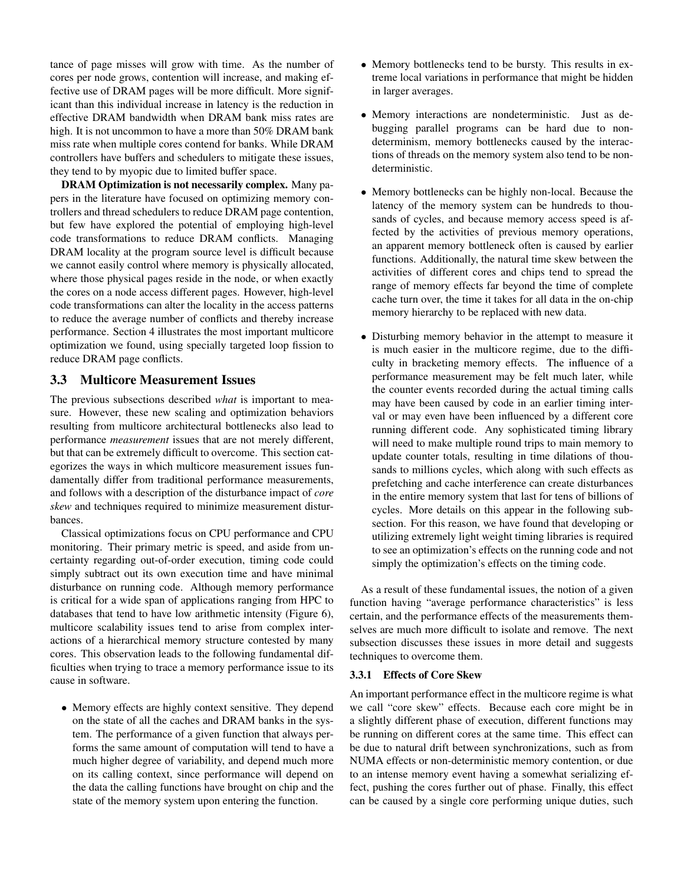tance of page misses will grow with time. As the number of cores per node grows, contention will increase, and making effective use of DRAM pages will be more difficult. More significant than this individual increase in latency is the reduction in effective DRAM bandwidth when DRAM bank miss rates are high. It is not uncommon to have a more than 50% DRAM bank miss rate when multiple cores contend for banks. While DRAM controllers have buffers and schedulers to mitigate these issues, they tend to by myopic due to limited buffer space.

**DRAM Optimization is not necessarily complex.** Many papers in the literature have focused on optimizing memory controllers and thread schedulers to reduce DRAM page contention, but few have explored the potential of employing high-level code transformations to reduce DRAM conflicts. Managing DRAM locality at the program source level is difficult because we cannot easily control where memory is physically allocated, where those physical pages reside in the node, or when exactly the cores on a node access different pages. However, high-level code transformations can alter the locality in the access patterns to reduce the average number of conflicts and thereby increase performance. Section 4 illustrates the most important multicore optimization we found, using specially targeted loop fission to reduce DRAM page conflicts.

## 3.3 Multicore Measurement Issues

The previous subsections described *what* is important to measure. However, these new scaling and optimization behaviors resulting from multicore architectural bottlenecks also lead to performance *measurement* issues that are not merely different, but that can be extremely difficult to overcome. This section categorizes the ways in which multicore measurement issues fundamentally differ from traditional performance measurements, and follows with a description of the disturbance impact of *core skew* and techniques required to minimize measurement disturbances.

Classical optimizations focus on CPU performance and CPU monitoring. Their primary metric is speed, and aside from uncertainty regarding out-of-order execution, timing code could simply subtract out its own execution time and have minimal disturbance on running code. Although memory performance is critical for a wide span of applications ranging from HPC to databases that tend to have low arithmetic intensity (Figure 6), multicore scalability issues tend to arise from complex interactions of a hierarchical memory structure contested by many cores. This observation leads to the following fundamental difficulties when trying to trace a memory performance issue to its cause in software.

- Memory effects are highly context sensitive. They depend on the state of all the caches and DRAM banks in the system. The performance of a given function that always performs the same amount of computation will tend to have a much higher degree of variability, and depend much more on its calling context, since performance will depend on the data the calling functions have brought on chip and the state of the memory system upon entering the function.
- Memory bottlenecks tend to be bursty. This results in extreme local variations in performance that might be hidden in larger averages.
- Memory interactions are nondeterministic. Just as debugging parallel programs can be hard due to nondeterminism, memory bottlenecks caused by the interactions of threads on the memory system also tend to be nondeterministic.
- Memory bottlenecks can be highly non-local. Because the latency of the memory system can be hundreds to thousands of cycles, and because memory access speed is affected by the activities of previous memory operations, an apparent memory bottleneck often is caused by earlier functions. Additionally, the natural time skew between the activities of different cores and chips tend to spread the range of memory effects far beyond the time of complete cache turn over, the time it takes for all data in the on-chip memory hierarchy to be replaced with new data.
- Disturbing memory behavior in the attempt to measure it is much easier in the multicore regime, due to the difficulty in bracketing memory effects. The influence of a performance measurement may be felt much later, while the counter events recorded during the actual timing calls may have been caused by code in an earlier timing interval or may even have been influenced by a different core running different code. Any sophisticated timing library will need to make multiple round trips to main memory to update counter totals, resulting in time dilations of thousands to millions cycles, which along with such effects as prefetching and cache interference can create disturbances in the entire memory system that last for tens of billions of cycles. More details on this appear in the following subsection. For this reason, we have found that developing or utilizing extremely light weight timing libraries is required to see an optimization's effects on the running code and not simply the optimization's effects on the timing code.

As a result of these fundamental issues, the notion of a given function having "average performance characteristics" is less certain, and the performance effects of the measurements themselves are much more difficult to isolate and remove. The next subsection discusses these issues in more detail and suggests techniques to overcome them.

### 3.3.1 Effects of Core Skew

An important performance effect in the multicore regime is what we call "core skew" effects. Because each core might be in a slightly different phase of execution, different functions may be running on different cores at the same time. This effect can be due to natural drift between synchronizations, such as from NUMA effects or non-deterministic memory contention, or due to an intense memory event having a somewhat serializing effect, pushing the cores further out of phase. Finally, this effect can be caused by a single core performing unique duties, such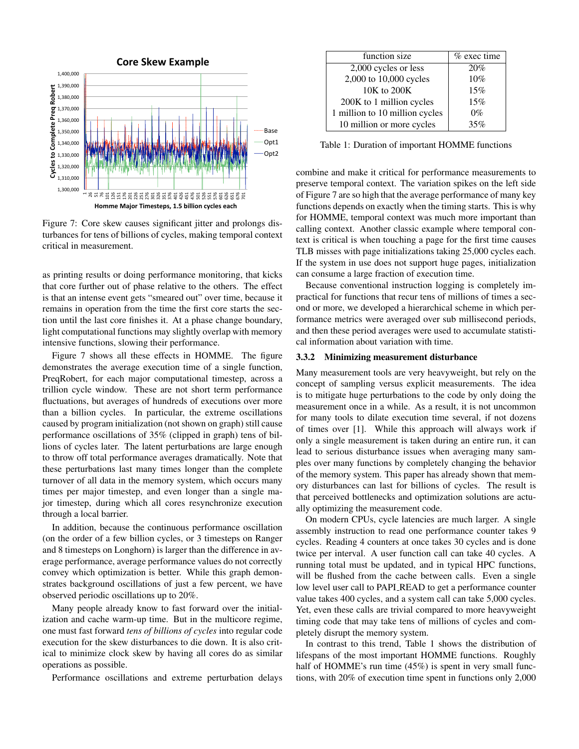Figure 7: Core skew causes significant jitter and prolongs disturbances for tens of billions of cycles, making temporal context critical in measurement.

as printing results or doing performance monitoring, that kicks that core further out of phase relative to the others. The effect is that an intense event gets "smeared out" over time, because it remains in operation from the time the first core starts the section until the last core finishes it. At a phase change boundary, light computational functions may slightly overlap with memory intensive functions, slowing their performance.

Figure 7 shows all these effects in HOMME. The figure demonstrates the average execution time of a single function, PreqRobert, for each major computational timestep, across a trillion cycle window. These are not short term performance fluctuations, but averages of hundreds of executions over more than a billion cycles. In particular, the extreme oscillations caused by program initialization (not shown on graph) still cause performance oscillations of 35% (clipped in graph) tens of billions of cycles later. The latent perturbations are large enough to throw off total performance averages dramatically. Note that these perturbations last many times longer than the complete turnover of all data in the memory system, which occurs many times per major timestep, and even longer than a single major timestep, during which all cores resynchronize execution through a local barrier.

In addition, because the continuous performance oscillation (on the order of a few billion cycles, or 3 timesteps on Ranger and 8 timesteps on Longhorn) is larger than the difference in average performance, average performance values do not correctly convey which optimization is better. While this graph demonstrates background oscillations of just a few percent, we have observed periodic oscillations up to 20%.

Many people already know to fast forward over the initialization and cache warm-up time. But in the multicore regime, one must fast forward *tens of billions of cycles* into regular code execution for the skew disturbances to die down. It is also critical to minimize clock skew by having all cores do as similar operations as possible.

Performance oscillations and extreme perturbation delays combine and make it critical for performance measurements to preserve temporal context. The variation spikes on the left side of Figure 7 are so high that the average performance of many key functions depends on exactly when the timing starts. This is why for HOMME, temporal context was much more important than calling context. Another classic example where temporal context is critical is when touching a page for the first time causes TLB misses with page initializations taking 25,000 cycles each. If the system in use does not support huge pages, initialization can consume a large fraction of execution time.

Because conventional instruction logging is completely impractical for functions that recur tens of millions of times a second or more, we developed a hierarchical scheme in which performance metrics were averaged over sub millisecond periods, and then these period averages were used to accumulate statistical information about variation with time.

### 3.3.2 Minimizing measurement disturbance

Many measurement tools are very heavyweight, but rely on the concept of sampling versus explicit measurements. The idea is to mitigate huge perturbations to the code by only doing the measurement once in a while. As a result, it is not uncommon for many tools to dilate execution time several, if not dozens of times over [1]. While this approach will always work if only a single measurement is taken during an entire run, it can lead to serious disturbance issues when averaging many samples over many functions by completely changing the behavior of the memory system. This paper has already shown that memory disturbances can last for billions of cycles. The result is that perceived bottlenecks and optimization solutions are actually optimizing the measurement code.

On modern CPUs, cycle latencies are much larger. A single assembly instruction to read one performance counter takes 9 cycles. Reading 4 counters at once takes 30 cycles and is done twice per interval. A user function call can take 40 cycles. A running total must be updated, and in typical HPC functions, will be flushed from the cache between calls. Even a single low level user call to PAPI_READ to get a performance counter value takes 400 cycles, and a system call can take 5,000 cycles. Yet, even these calls are trivial compared to more heavyweight timing code that may take tens of millions of cycles and completely disrupt the memory system.

| function size | % exec time |
|---|---|
| 2,000 cycles or less | 20% |
| 2,000 to 10,000 cycles | 10% |
| 10K to 200K | 15% |
| 200K to 1 million cycles | 15% |
| 1 million to 10 million cycles | 0% |
| 10 million or more cycles | 35% |

Table 1: Duration of important HOMME functions

In contrast to this trend, Table 1 shows the distribution of lifespans of the most important HOMME functions. Roughly half of HOMME's run time (45%) is spent in very small functions, with 20% of execution time spent in functions only 2,000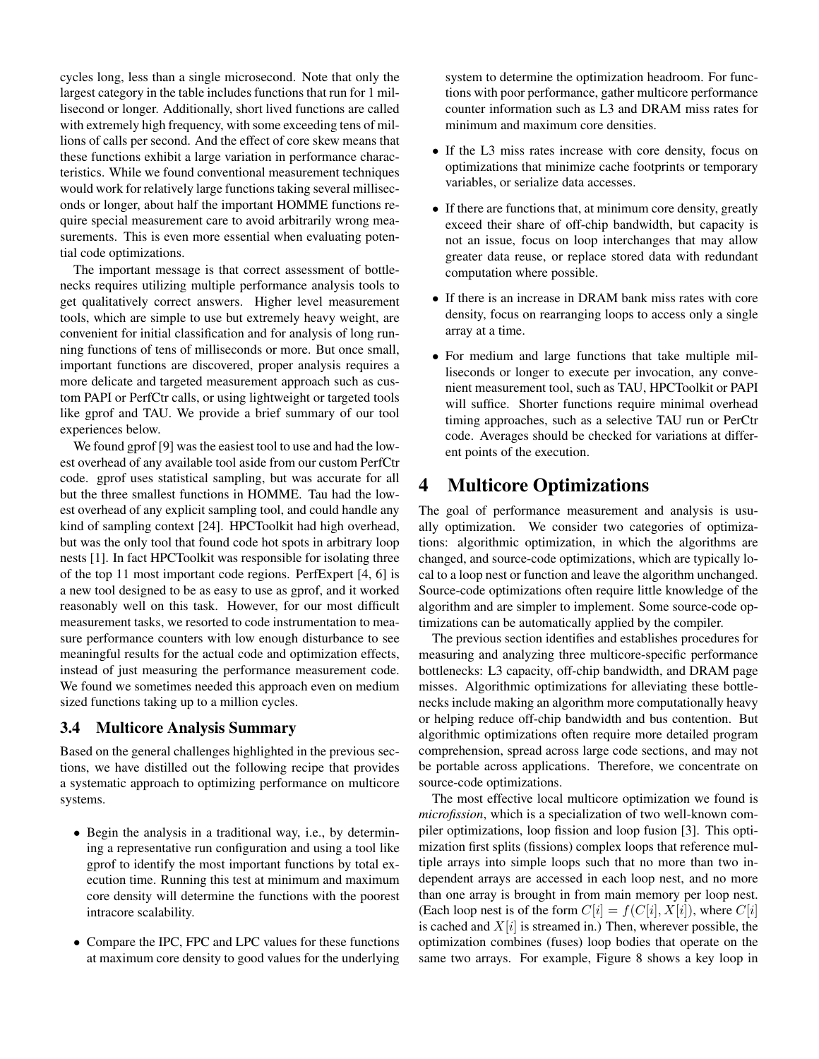cycles long, less than a single microsecond. Note that only the largest category in the table includes functions that run for 1 millisecond or longer. Additionally, short lived functions are called with extremely high frequency, with some exceeding tens of millions of calls per second. And the effect of core skew means that these functions exhibit a large variation in performance characteristics. While we found conventional measurement techniques would work for relatively large functions taking several milliseconds or longer, about half the important HOMME functions require special measurement care to avoid arbitrarily wrong measurements. This is even more essential when evaluating potential code optimizations.

The important message is that correct assessment of bottlenecks requires utilizing multiple performance analysis tools to get qualitatively correct answers. Higher level measurement tools, which are simple to use but extremely heavy weight, are convenient for initial classification and for analysis of long running functions of tens of milliseconds or more. But once small, important functions are discovered, proper analysis requires a more delicate and targeted measurement approach such as custom PAPI or PerfCtr calls, or using lightweight or targeted tools like gprof and TAU. We provide a brief summary of our tool experiences below.

We found gprof [9] was the easiest tool to use and had the lowest overhead of any available tool aside from our custom PerfCtr code. gprof uses statistical sampling, but was accurate for all but the three smallest functions in HOMME. Tau had the lowest overhead of any explicit sampling tool, and could handle any kind of sampling context [24]. HPCToolkit had high overhead, but was the only tool that found code hot spots in arbitrary loop nests [1]. In fact HPCToolkit was responsible for isolating three of the top 11 most important code regions. PerfExpert [4, 6] is a new tool designed to be as easy to use as gprof, and it worked reasonably well on this task. However, for our most difficult measurement tasks, we resorted to code instrumentation to measure performance counters with low enough disturbance to see meaningful results for the actual code and optimization effects, instead of just measuring the performance measurement code. We found we sometimes needed this approach even on medium sized functions taking up to a million cycles.

### 3.4 Multicore Analysis Summary

Based on the general challenges highlighted in the previous sections, we have distilled out the following recipe that provides a systematic approach to optimizing performance on multicore systems.

- Begin the analysis in a traditional way, i.e., by determining a representative run configuration and using a tool like gprof to identify the most important functions by total execution time. Running this test at minimum and maximum core density will determine the functions with the poorest intracore scalability.
- Compare the IPC, FPC and LPC values for these functions at maximum core density to good values for the underlying system to determine the optimization headroom. For functions with poor performance, gather multicore performance counter information such as L3 and DRAM miss rates for minimum and maximum core densities.
- If the L3 miss rates increase with core density, focus on optimizations that minimize cache footprints or temporary variables, or serialize data accesses.
- If there are functions that, at minimum core density, greatly exceed their share of off-chip bandwidth, but capacity is not an issue, focus on loop interchanges that may allow greater data reuse, or replace stored data with redundant computation where possible.
- If there is an increase in DRAM bank miss rates with core density, focus on rearranging loops to access only a single array at a time.
- For medium and large functions that take multiple milliseconds or longer to execute per invocation, any convenient measurement tool, such as TAU, HPCToolkit or PAPI will suffice. Shorter functions require minimal overhead timing approaches, such as a selective TAU run or PerCtr code. Averages should be checked for variations at different points of the execution.

## 4 Multicore Optimizations

The goal of performance measurement and analysis is usually optimization. We consider two categories of optimizations: algorithmic optimization, in which the algorithms are changed, and source-code optimizations, which are typically local to a loop nest or function and leave the algorithm unchanged. Source-code optimizations often require little knowledge of the algorithm and are simpler to implement. Some source-code optimizations can be automatically applied by the compiler.

The previous section identifies and establishes procedures for measuring and analyzing three multicore-specific performance bottlenecks: L3 capacity, off-chip bandwidth, and DRAM page misses. Algorithmic optimizations for alleviating these bottlenecks include making an algorithm more computationally heavy or helping reduce off-chip bandwidth and bus contention. But algorithmic optimizations often require more detailed program comprehension, spread across large code sections, and may not be portable across applications. Therefore, we concentrate on source-code optimizations.

The most effective local multicore optimization we found is *microfission*, which is a specialization of two well-known compiler optimizations, loop fission and loop fusion [3]. This optimization first splits (fissions) complex loops that reference multiple arrays into simple loops such that no more than two independent arrays are accessed in each loop nest, and no more than one array is brought in from main memory per loop nest. (Each loop nest is of the form $C[i] = f(C[i], X[i])$, where $C[i]$ is cached and $X[i]$ is streamed in.) Then, wherever possible, the optimization combines (fuses) loop bodies that operate on the same two arrays. For example, Figure 8 shows a key loop in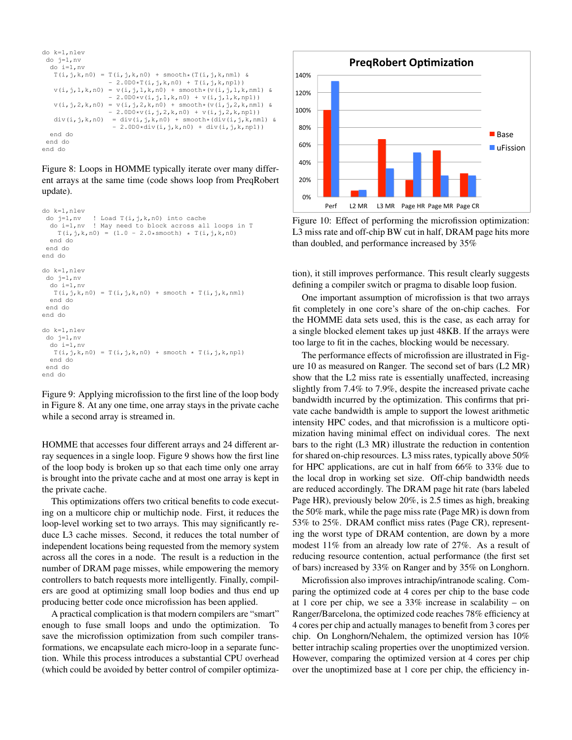```
do k=1,nlev
 do j=1,nv
  do i=1,nv
   T(i,j,k,n0)  = T(i,j,k,n0) + smooth*(T(i,j,k,nm1) &
                - 2.0D0*T(i,j,k,n0) + T(i,j,k,np1))
   v(i,j,1,k,n0) = v(i,j,1,k,n0) + smooth*(v(i,j,1,k,nm1) &
                - 2.0D0*v(i,j,1,k,n0) + v(i,j,1,k,np1))
   v(i,j,2,k,n0) = v(i,j,2,k,n0) + smooth*(v(i,j,2,k,nm1) &
                - 2.0D0*v(i,j,2,k,n0) + v(i,j,2,k,np1))
   div(i,j,k,n0)  = div(i,j,k,n0) + smooth*(div(i,j,k,nm1) &
                 - 2.0D0*div(i,j,k,n0) + div(i,j,k,np1))
  end do
 end do
end do
```

Figure 8: Loops in HOMME typically iterate over many different arrays at the same time (code shows loop from PreqRobert update).

```
do k=1,nlev
 do j=1,nv    ! Load T(i,j,k,n0) into cache
  do i=1,nv   ! May need to block across all loops in T
   T(i,j,k,n0) = (1.0 - 2.0*smooth) * T(i,j,k,n0)
  end do
 end do
end do

do k=1,nlev
 do j=1,nv
  do i=1,nv
   T(i,j,k,n0) = T(i,j,k,n0) + smooth * T(i,j,k,nm1)
  end do
 end do
end do

do k=1,nlev
 do j=1,nv
  do i=1,nv
   T(i,j,k,n0) = T(i,j,k,n0) + smooth * T(i,j,k,np1)
  end do
 end do
end do
```

Figure 9: Applying microfission to the first line of the loop body in Figure 8. At any one time, one array stays in the private cache while a second array is streamed in.

HOMME that accesses four different arrays and 24 different array sequences in a single loop. Figure 9 shows how the first line of the loop body is broken up so that each time only one array is brought into the private cache and at most one array is kept in the private cache.

This optimizations offers two critical benefits to code executing on a multicore chip or multichip node. First, it reduces the loop-level working set to two arrays. This may significantly reduce L3 cache misses. Second, it reduces the total number of independent locations being requested from the memory system across all the cores in a node. The result is a reduction in the number of DRAM page misses, while empowering the memory controllers to batch requests more intelligently. Finally, compilers are good at optimizing small loop bodies and thus end up producing better code once microfission has been applied.

A practical complication is that modern compilers are "smart" enough to fuse small loops and undo the optimization. To save the microfission optimization from such compiler transformations, we encapsulate each micro-loop in a separate function. While this process introduces a substantial CPU overhead (which could be avoided by better control of compiler optimization), it still improves performance. This result clearly suggests defining a compiler switch or pragma to disable loop fusion.

One important assumption of microfission is that two arrays fit completely in one core's share of the on-chip caches. For the HOMME data sets used, this is the case, as each array for a single blocked element takes up just 48KB. If the arrays were too large to fit in the caches, blocking would be necessary.

| PreqRobert Optimization | Perf | L2 MR | L3 MR | Page HR | Page MR | Page CR |
|---|---|---|---|---|---|---|
| Base | 100% | 7% | 66% | 19% | 53% | 27% |
| uFission | 133% | 8% | 33% | 51% | 25% | 25% |

Figure 10: Effect of performing the microfission optimization: L3 miss rate and off-chip BW cut in half, DRAM page hits more than doubled, and performance increased by 35%

The performance effects of microfission are illustrated in Figure 10 as measured on Ranger. The second set of bars (L2 MR) show that the L2 miss rate is essentially unaffected, increasing slightly from 7.4% to 7.9%, despite the increased private cache bandwidth incurred by the optimization. This confirms that private cache bandwidth is ample to support the lowest arithmetic intensity HPC codes, and that microfission is a multicore optimization having minimal effect on individual cores. The next bars to the right (L3 MR) illustrate the reduction in contention for shared on-chip resources. L3 miss rates, typically above 50% for HPC applications, are cut in half from 66% to 33% due to the local drop in working set size. Off-chip bandwidth needs are reduced accordingly. The DRAM page hit rate (bars labeled Page HR), previously below 20%, is 2.5 times as high, breaking the 50% mark, while the page miss rate (Page MR) is down from 53% to 25%. DRAM conflict miss rates (Page CR), representing the worst type of DRAM contention, are down by a more modest 11% from an already low rate of 27%. As a result of reducing resource contention, actual performance (the first set of bars) increased by 33% on Ranger and by 35% on Longhorn.

Microfission also improves intrachip/intranode scaling. Comparing the optimized code at 4 cores per chip to the base code at 1 core per chip, we see a 33% increase in scalability – on Ranger/Barcelona, the optimized code reaches 78% efficiency at 4 cores per chip and actually manages to benefit from 3 cores per chip. On Longhorn/Nehalem, the optimized version has 10% better intrachip scaling properties over the unoptimized version. However, comparing the optimized version at 4 cores per chip over the unoptimized base at 1 core per chip, the efficiency in-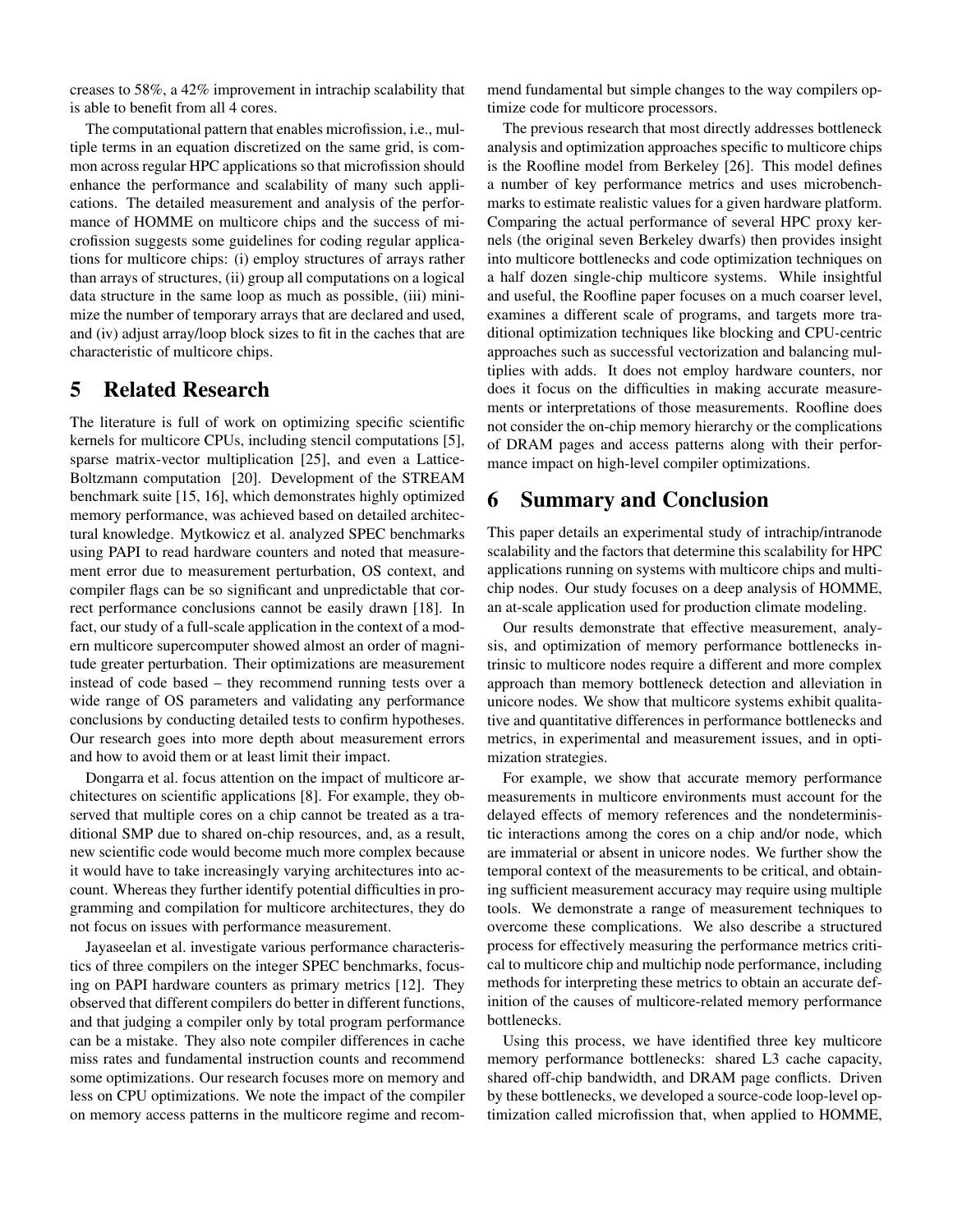creases to 58%, a 42% improvement in intrachip scalability that is able to benefit from all 4 cores.

The computational pattern that enables microfission, i.e., multiple terms in an equation discretized on the same grid, is common across regular HPC applications so that microfission should enhance the performance and scalability of many such applications. The detailed measurement and analysis of the performance of HOMME on multicore chips and the success of microfission suggests some guidelines for coding regular applications for multicore chips: (i) employ structures of arrays rather than arrays of structures, (ii) group all computations on a logical data structure in the same loop as much as possible, (iii) minimize the number of temporary arrays that are declared and used, and (iv) adjust array/loop block sizes to fit in the caches that are characteristic of multicore chips.

# 5 Related Research

The literature is full of work on optimizing specific scientific kernels for multicore CPUs, including stencil computations [5], sparse matrix-vector multiplication [25], and even a Lattice-Boltzmann computation [20]. Development of the STREAM benchmark suite [15, 16], which demonstrates highly optimized memory performance, was achieved based on detailed architectural knowledge. Mytkowicz et al. analyzed SPEC benchmarks using PAPI to read hardware counters and noted that measurement error due to measurement perturbation, OS context, and compiler flags can be so significant and unpredictable that correct performance conclusions cannot be easily drawn [18]. In fact, our study of a full-scale application in the context of a modern multicore supercomputer showed almost an order of magnitude greater perturbation. Their optimizations are measurement instead of code based – they recommend running tests over a wide range of OS parameters and validating any performance conclusions by conducting detailed tests to confirm hypotheses. Our research goes into more depth about measurement errors and how to avoid them or at least limit their impact.

Dongarra et al. focus attention on the impact of multicore architectures on scientific applications [8]. For example, they observed that multiple cores on a chip cannot be treated as a traditional SMP due to shared on-chip resources, and, as a result, new scientific code would become much more complex because it would have to take increasingly varying architectures into account. Whereas they further identify potential difficulties in programming and compilation for multicore architectures, they do not focus on issues with performance measurement.

Jayaseelan et al. investigate various performance characteristics of three compilers on the integer SPEC benchmarks, focusing on PAPI hardware counters as primary metrics [12]. They observed that different compilers do better in different functions, and that judging a compiler only by total program performance can be a mistake. They also note compiler differences in cache miss rates and fundamental instruction counts and recommend some optimizations. Our research focuses more on memory and less on CPU optimizations. We note the impact of the compiler on memory access patterns in the multicore regime and recommend fundamental but simple changes to the way compilers optimize code for multicore processors.

The previous research that most directly addresses bottleneck analysis and optimization approaches specific to multicore chips is the Roofline model from Berkeley [26]. This model defines a number of key performance metrics and uses microbenchmarks to estimate realistic values for a given hardware platform. Comparing the actual performance of several HPC proxy kernels (the original seven Berkeley dwarfs) then provides insight into multicore bottlenecks and code optimization techniques on a half dozen single-chip multicore systems. While insightful and useful, the Roofline paper focuses on a much coarser level, examines a different scale of programs, and targets more traditional optimization techniques like blocking and CPU-centric approaches such as successful vectorization and balancing multiplies with adds. It does not employ hardware counters, nor does it focus on the difficulties in making accurate measurements or interpretations of those measurements. Roofline does not consider the on-chip memory hierarchy or the complications of DRAM pages and access patterns along with their performance impact on high-level compiler optimizations.

# 6 Summary and Conclusion

This paper details an experimental study of intrachip/intranode scalability and the factors that determine this scalability for HPC applications running on systems with multicore chips and multichip nodes. Our study focuses on a deep analysis of HOMME, an at-scale application used for production climate modeling.

Our results demonstrate that effective measurement, analysis, and optimization of memory performance bottlenecks intrinsic to multicore nodes require a different and more complex approach than memory bottleneck detection and alleviation in unicore nodes. We show that multicore systems exhibit qualitative and quantitative differences in performance bottlenecks and metrics, in experimental and measurement issues, and in optimization strategies.

For example, we show that accurate memory performance measurements in multicore environments must account for the delayed effects of memory references and the nondeterministic interactions among the cores on a chip and/or node, which are immaterial or absent in unicore nodes. We further show the temporal context of the measurements to be critical, and obtaining sufficient measurement accuracy may require using multiple tools. We demonstrate a range of measurement techniques to overcome these complications. We also describe a structured process for effectively measuring the performance metrics critical to multicore chip and multichip node performance, including methods for interpreting these metrics to obtain an accurate definition of the causes of multicore-related memory performance bottlenecks.

Using this process, we have identified three key multicore memory performance bottlenecks: shared L3 cache capacity, shared off-chip bandwidth, and DRAM page conflicts. Driven by these bottlenecks, we developed a source-code loop-level optimization called microfission that, when applied to HOMME,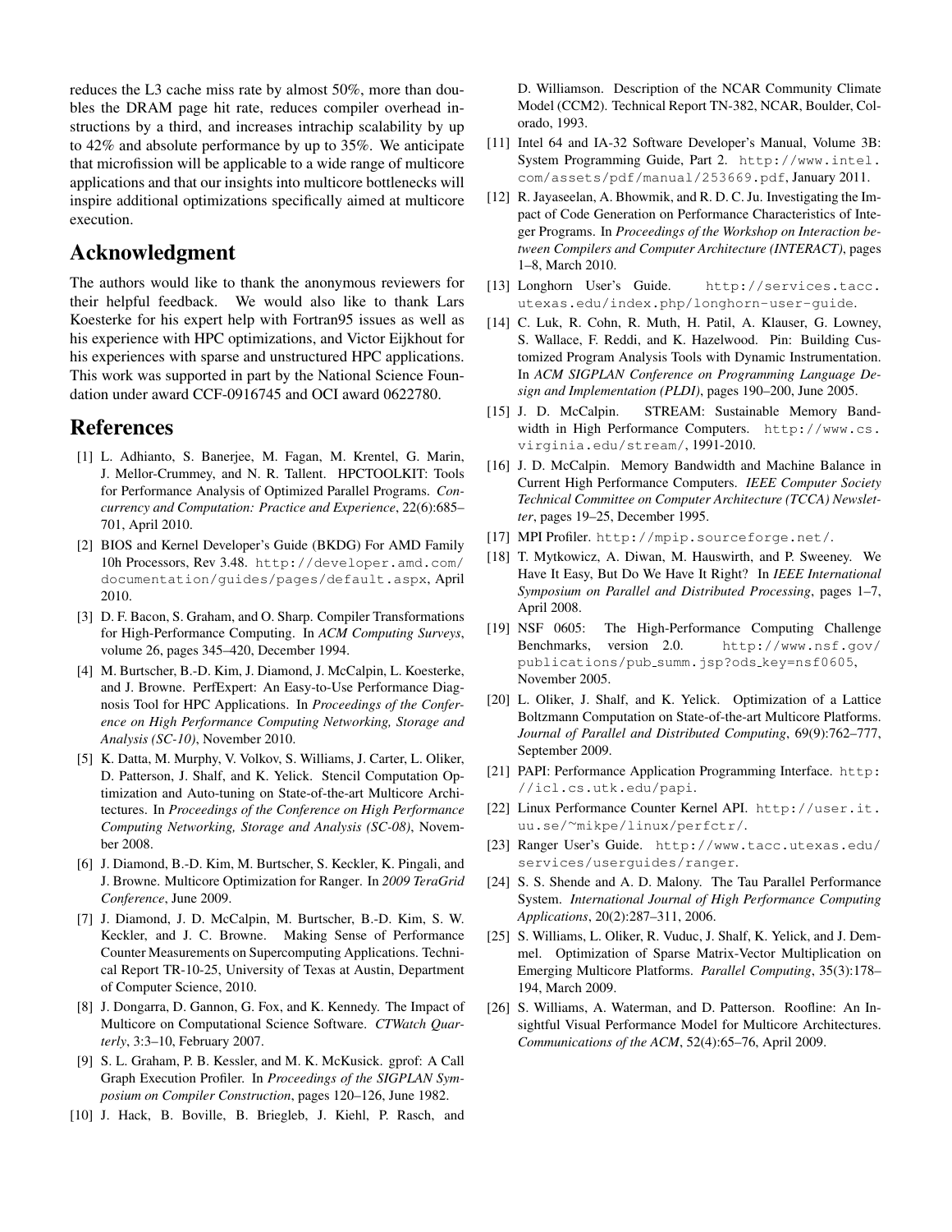reduces the L3 cache miss rate by almost 50%, more than doubles the DRAM page hit rate, reduces compiler overhead instructions by a third, and increases intrachip scalability by up to 42% and absolute performance by up to 35%. We anticipate that microfission will be applicable to a wide range of multicore applications and that our insights into multicore bottlenecks will inspire additional optimizations specifically aimed at multicore execution.

## Acknowledgment

The authors would like to thank the anonymous reviewers for their helpful feedback. We would also like to thank Lars Koesterke for his expert help with Fortran95 issues as well as his experience with HPC optimizations, and Victor Eijkhout for his experiences with sparse and unstructured HPC applications. This work was supported in part by the National Science Foundation under award CCF-0916745 and OCI award 0622780.

## References

[1] L. Adhianto, S. Banerjee, M. Fagan, M. Krentel, G. Marin, J. Mellor-Crummey, and N. R. Tallent. HPCTOOLKIT: Tools for Performance Analysis of Optimized Parallel Programs. *Concurrency and Computation: Practice and Experience*, 22(6):685–701, April 2010.

[2] BIOS and Kernel Developer's Guide (BKDG) For AMD Family 10h Processors, Rev 3.48. http://developer.amd.com/documentation/guides/pages/default.aspx, April 2010.

[3] D. F. Bacon, S. Graham, and O. Sharp. Compiler Transformations for High-Performance Computing. In *ACM Computing Surveys*, volume 26, pages 345–420, December 1994.

[4] M. Burtscher, B.-D. Kim, J. Diamond, J. McCalpin, L. Koesterke, and J. Browne. PerfExpert: An Easy-to-Use Performance Diagnosis Tool for HPC Applications. In *Proceedings of the Conference on High Performance Computing Networking, Storage and Analysis (SC-10)*, November 2010.

[5] K. Datta, M. Murphy, V. Volkov, S. Williams, J. Carter, L. Oliker, D. Patterson, J. Shalf, and K. Yelick. Stencil Computation Optimization and Auto-tuning on State-of-the-art Multicore Architectures. In *Proceedings of the Conference on High Performance Computing Networking, Storage and Analysis (SC-08)*, November 2008.

[6] J. Diamond, B.-D. Kim, M. Burtscher, S. Keckler, K. Pingali, and J. Browne. Multicore Optimization for Ranger. In *2009 TeraGrid Conference*, June 2009.

[7] J. Diamond, J. D. McCalpin, M. Burtscher, B.-D. Kim, S. W. Keckler, and J. C. Browne. Making Sense of Performance Counter Measurements on Supercomputing Applications. Technical Report TR-10-25, University of Texas at Austin, Department of Computer Science, 2010.

[8] J. Dongarra, D. Gannon, G. Fox, and K. Kennedy. The Impact of Multicore on Computational Science Software. *CTWatch Quarterly*, 3:3–10, February 2007.

[9] S. L. Graham, P. B. Kessler, and M. K. McKusick. gprof: A Call Graph Execution Profiler. In *Proceedings of the SIGPLAN Symposium on Compiler Construction*, pages 120–126, June 1982.

[10] J. Hack, B. Boville, B. Briegleb, J. Kiehl, P. Rasch, and D. Williamson. Description of the NCAR Community Climate Model (CCM2). Technical Report TN-382, NCAR, Boulder, Colorado, 1993.

[11] Intel 64 and IA-32 Software Developer's Manual, Volume 3B: System Programming Guide, Part 2. http://www.intel.com/assets/pdf/manual/253669.pdf, January 2011.

[12] R. Jayaseelan, A. Bhowmik, and R. D. C. Ju. Investigating the Impact of Code Generation on Performance Characteristics of Integer Programs. In *Proceedings of the Workshop on Interaction between Compilers and Computer Architecture (INTERACT)*, pages 1–8, March 2010.

[13] Longhorn User's Guide. http://services.tacc.utexas.edu/index.php/longhorn-user-guide.

[14] C. Luk, R. Cohn, R. Muth, H. Patil, A. Klauser, G. Lowney, S. Wallace, F. Reddi, and K. Hazelwood. Pin: Building Customized Program Analysis Tools with Dynamic Instrumentation. In *ACM SIGPLAN Conference on Programming Language Design and Implementation (PLDI)*, pages 190–200, June 2005.

[15] J. D. McCalpin. STREAM: Sustainable Memory Bandwidth in High Performance Computers. http://www.cs.virginia.edu/stream/, 1991-2010.

[16] J. D. McCalpin. Memory Bandwidth and Machine Balance in Current High Performance Computers. *IEEE Computer Society Technical Committee on Computer Architecture (TCCA) Newsletter*, pages 19–25, December 1995.

[17] MPI Profiler. http://mpip.sourceforge.net/.

[18] T. Mytkowicz, A. Diwan, M. Hauswirth, and P. Sweeney. We Have It Easy, But Do We Have It Right? In *IEEE International Symposium on Parallel and Distributed Processing*, pages 1–7, April 2008.

[19] NSF 0605: The High-Performance Computing Challenge Benchmarks, version 2.0. http://www.nsf.gov/publications/pub_summ.jsp?ods_key=nsf0605, November 2005.

[20] L. Oliker, J. Shalf, and K. Yelick. Optimization of a Lattice Boltzmann Computation on State-of-the-art Multicore Platforms. *Journal of Parallel and Distributed Computing*, 69(9):762–777, September 2009.

[21] PAPI: Performance Application Programming Interface. http://icl.cs.utk.edu/papi.

[22] Linux Performance Counter Kernel API. http://user.it.uu.se/~mikpe/linux/perfctr/.

[23] Ranger User's Guide. http://www.tacc.utexas.edu/services/userguides/ranger.

[24] S. S. Shende and A. D. Malony. The Tau Parallel Performance System. *International Journal of High Performance Computing Applications*, 20(2):287–311, 2006.

[25] S. Williams, L. Oliker, R. Vuduc, J. Shalf, K. Yelick, and J. Demmel. Optimization of Sparse Matrix-Vector Multiplication on Emerging Multicore Platforms. *Parallel Computing*, 35(3):178–194, March 2009.

[26] S. Williams, A. Waterman, and D. Patterson. Roofline: An Insightful Visual Performance Model for Multicore Architectures. *Communications of the ACM*, 52(4):65–76, April 2009.